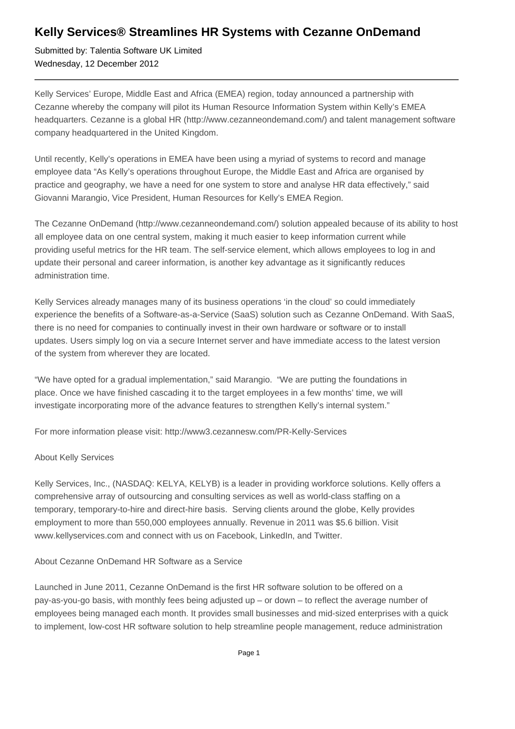# Kelly Services® Streamlines HR Systems with Cezanne OnDemand

Submitted by: Talentia Software UK Limited
Wednesday, 12 December 2012

---

Kelly Services' Europe, Middle East and Africa (EMEA) region, today announced a partnership with Cezanne whereby the company will pilot its Human Resource Information System within Kelly's EMEA headquarters. Cezanne is a global HR (http://www.cezanneondemand.com/) and talent management software company headquartered in the United Kingdom.

Until recently, Kelly's operations in EMEA have been using a myriad of systems to record and manage employee data "As Kelly's operations throughout Europe, the Middle East and Africa are organised by practice and geography, we have a need for one system to store and analyse HR data effectively," said Giovanni Marangio, Vice President, Human Resources for Kelly's EMEA Region.

The Cezanne OnDemand (http://www.cezanneondemand.com/) solution appealed because of its ability to host all employee data on one central system, making it much easier to keep information current while providing useful metrics for the HR team. The self-service element, which allows employees to log in and update their personal and career information, is another key advantage as it significantly reduces administration time.

Kelly Services already manages many of its business operations 'in the cloud' so could immediately experience the benefits of a Software-as-a-Service (SaaS) solution such as Cezanne OnDemand. With SaaS, there is no need for companies to continually invest in their own hardware or software or to install updates. Users simply log on via a secure Internet server and have immediate access to the latest version of the system from wherever they are located.

"We have opted for a gradual implementation," said Marangio. "We are putting the foundations in place. Once we have finished cascading it to the target employees in a few months' time, we will investigate incorporating more of the advance features to strengthen Kelly's internal system."

For more information please visit: http://www3.cezannesw.com/PR-Kelly-Services

About Kelly Services

Kelly Services, Inc., (NASDAQ: KELYA, KELYB) is a leader in providing workforce solutions. Kelly offers a comprehensive array of outsourcing and consulting services as well as world-class staffing on a temporary, temporary-to-hire and direct-hire basis. Serving clients around the globe, Kelly provides employment to more than 550,000 employees annually. Revenue in 2011 was $5.6 billion. Visit www.kellyservices.com and connect with us on Facebook, LinkedIn, and Twitter.

About Cezanne OnDemand HR Software as a Service

Launched in June 2011, Cezanne OnDemand is the first HR software solution to be offered on a pay-as-you-go basis, with monthly fees being adjusted up – or down – to reflect the average number of employees being managed each month. It provides small businesses and mid-sized enterprises with a quick to implement, low-cost HR software solution to help streamline people management, reduce administration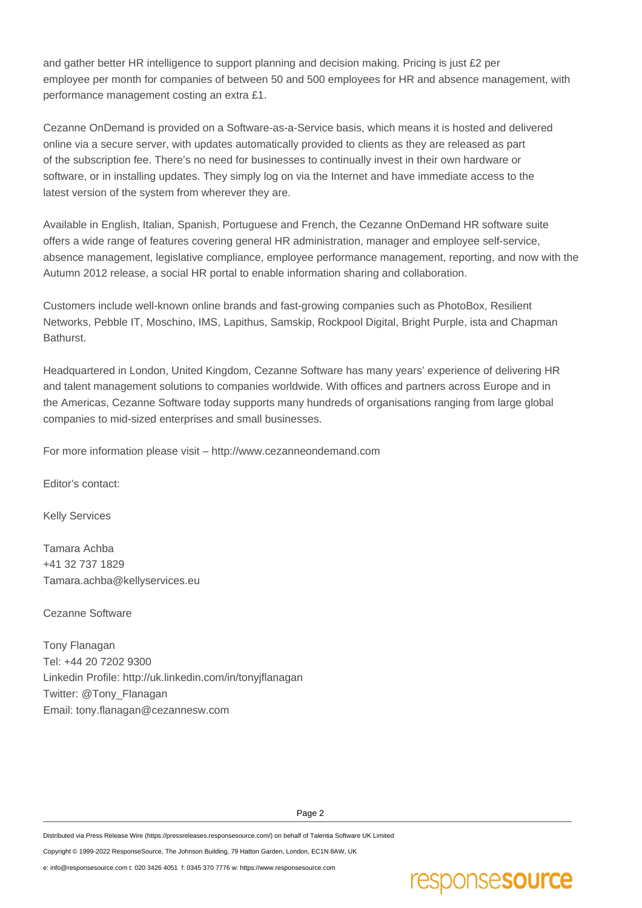and gather better HR intelligence to support planning and decision making. Pricing is just £2 per employee per month for companies of between 50 and 500 employees for HR and absence management, with performance management costing an extra £1.

Cezanne OnDemand is provided on a Software-as-a-Service basis, which means it is hosted and delivered online via a secure server, with updates automatically provided to clients as they are released as part of the subscription fee. There's no need for businesses to continually invest in their own hardware or software, or in installing updates. They simply log on via the Internet and have immediate access to the latest version of the system from wherever they are.

Available in English, Italian, Spanish, Portuguese and French, the Cezanne OnDemand HR software suite offers a wide range of features covering general HR administration, manager and employee self-service, absence management, legislative compliance, employee performance management, reporting, and now with the Autumn 2012 release, a social HR portal to enable information sharing and collaboration.

Customers include well-known online brands and fast-growing companies such as PhotoBox, Resilient Networks, Pebble IT, Moschino, IMS, Lapithus, Samskip, Rockpool Digital, Bright Purple, ista and Chapman Bathurst.

Headquartered in London, United Kingdom, Cezanne Software has many years' experience of delivering HR and talent management solutions to companies worldwide. With offices and partners across Europe and in the Americas, Cezanne Software today supports many hundreds of organisations ranging from large global companies to mid-sized enterprises and small businesses.

For more information please visit – http://www.cezanneondemand.com

Editor's contact:

Kelly Services

Tamara Achba
+41 32 737 1829
Tamara.achba@kellyservices.eu

Cezanne Software

Tony Flanagan
Tel: +44 20 7202 9300
Linkedin Profile: http://uk.linkedin.com/in/tonyjflanagan
Twitter: @Tony_Flanagan
Email: tony.flanagan@cezannesw.com

Distributed via Press Release Wire (https://pressreleases.responsesource.com/) on behalf of Talentia Software UK Limited

Copyright © 1999-2022 ResponseSource, The Johnson Building, 79 Hatton Garden, London, EC1N 8AW, UK

e: info@responsesource.com t: 020 3426 4051 f: 0345 370 7776 w: https://www.responsesource.com